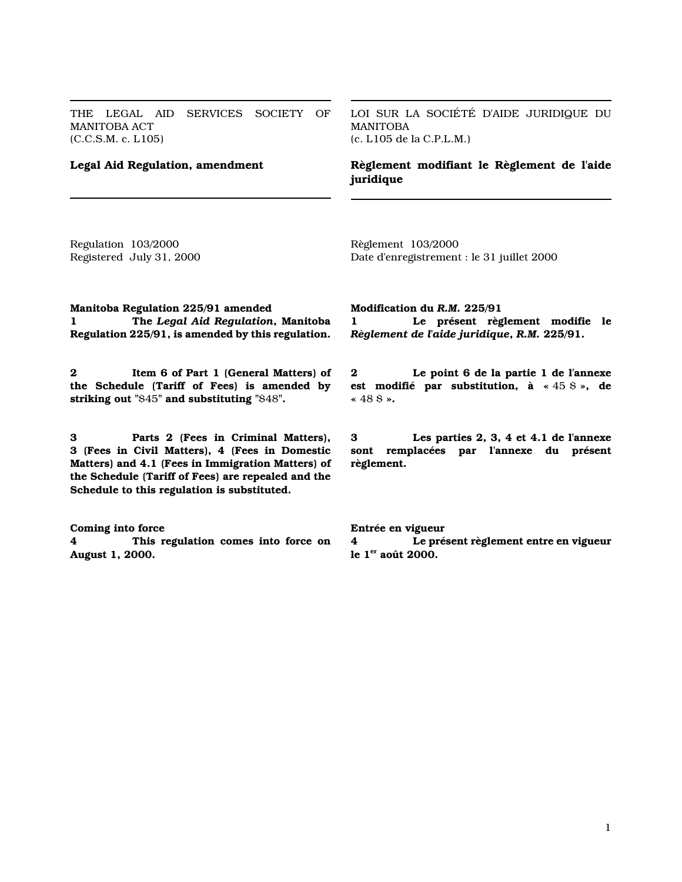THE LEGAL AID SERVICES SOCIETY OF MANITOBA ACT
(C.C.S.M. c. L105)

## Legal Aid Regulation, amendment

Regulation 103/2000
Registered July 31, 2000

**Manitoba Regulation 225/91 amended**
**1 The *Legal Aid Regulation*, Manitoba Regulation 225/91, is amended by this regulation.**

**2 Item 6 of Part 1 (General Matters) of the Schedule (Tariff of Fees) is amended by striking out** "$45" **and substituting** "$48"**.**

**3 Parts 2 (Fees in Criminal Matters), 3 (Fees in Civil Matters), 4 (Fees in Domestic Matters) and 4.1 (Fees in Immigration Matters) of the Schedule (Tariff of Fees) are repealed and the Schedule to this regulation is substituted.**

**Coming into force**
**4 This regulation comes into force on August 1, 2000.**

LOI SUR LA SOCIÉTÉ D'AIDE JURIDIQUE DU MANITOBA
(c. L105 de la C.P.L.M.)

## Règlement modifiant le Règlement de l'aide juridique

Règlement 103/2000
Date d'enregistrement : le 31 juillet 2000

**Modification du *R.M.* 225/91**
**1 Le présent règlement modifie le *Règlement de l'aide juridique*, *R.M.* 225/91.**

**2 Le point 6 de la partie 1 de l'annexe est modifié par substitution, à** « 45 $ »**, de** « 48 $ »**.**

**3 Les parties 2, 3, 4 et 4.1 de l'annexe sont remplacées par l'annexe du présent règlement.**

**Entrée en vigueur**
**4 Le présent règlement entre en vigueur le 1er août 2000.**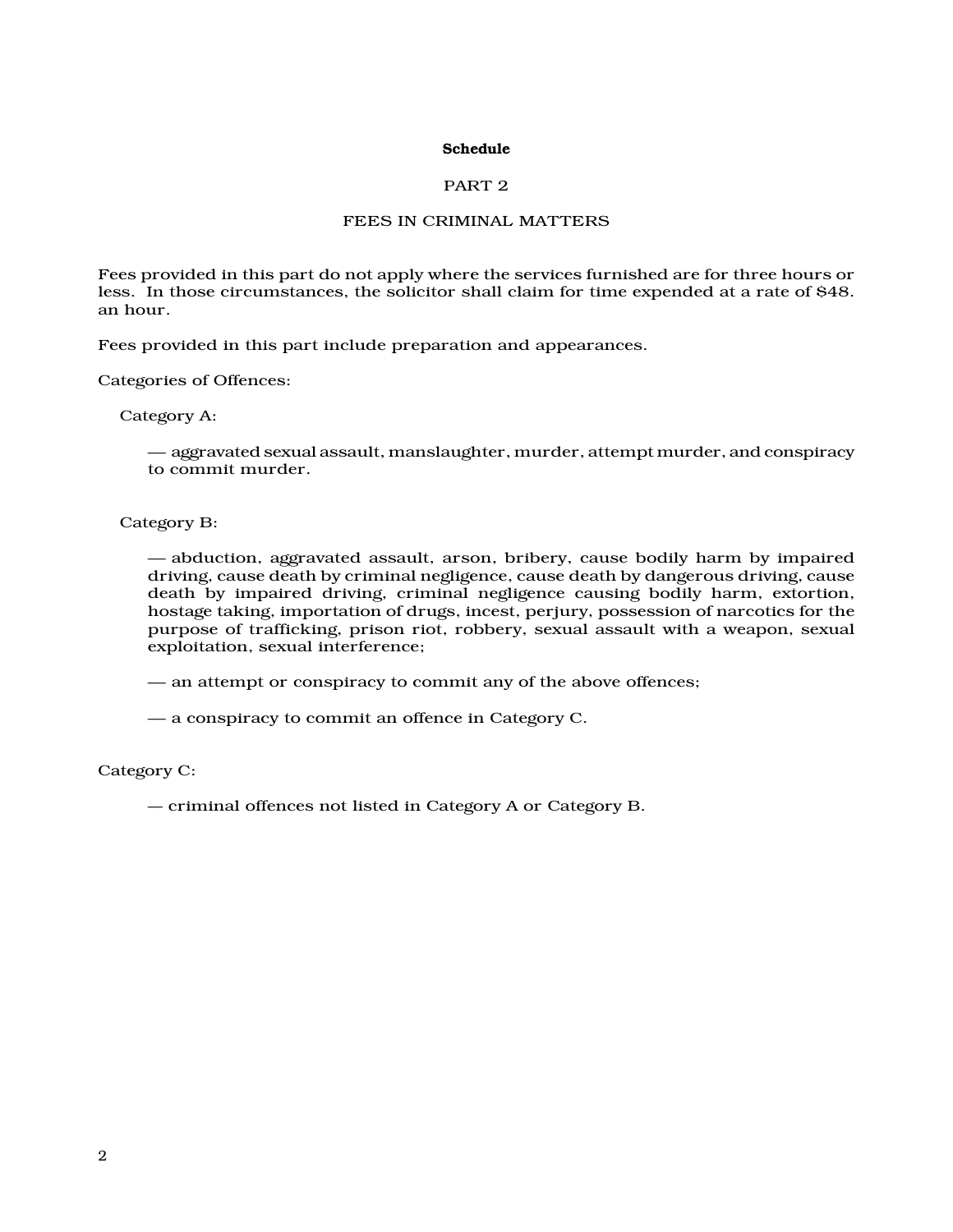**Schedule**

PART 2

FEES IN CRIMINAL MATTERS

Fees provided in this part do not apply where the services furnished are for three hours or less. In those circumstances, the solicitor shall claim for time expended at a rate of $48. an hour.

Fees provided in this part include preparation and appearances.

Categories of Offences:

Category A:

— aggravated sexual assault, manslaughter, murder, attempt murder, and conspiracy to commit murder.

Category B:

— abduction, aggravated assault, arson, bribery, cause bodily harm by impaired driving, cause death by criminal negligence, cause death by dangerous driving, cause death by impaired driving, criminal negligence causing bodily harm, extortion, hostage taking, importation of drugs, incest, perjury, possession of narcotics for the purpose of trafficking, prison riot, robbery, sexual assault with a weapon, sexual exploitation, sexual interference;

— an attempt or conspiracy to commit any of the above offences;

— a conspiracy to commit an offence in Category C.

Category C:

— criminal offences not listed in Category A or Category B.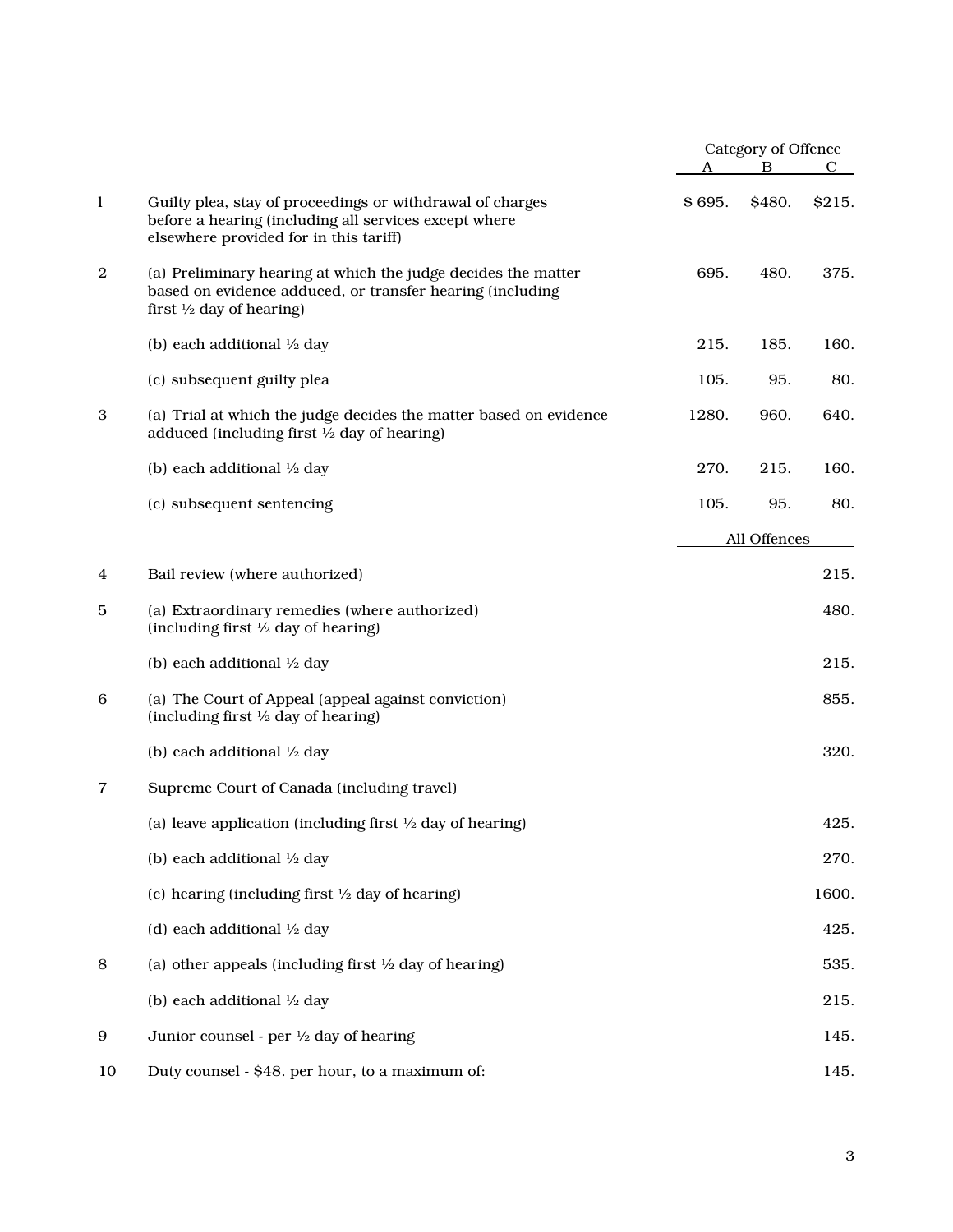| | | Category of Offence | | |
|---|---|---|---|---|
| | | A | B | C |
| 1 | Guilty plea, stay of proceedings or withdrawal of charges before a hearing (including all services except where elsewhere provided for in this tariff) | $ 695. | $480. | $215. |
| 2 | (a) Preliminary hearing at which the judge decides the matter based on evidence adduced, or transfer hearing (including first ½ day of hearing) | 695. | 480. | 375. |
| | (b) each additional ½ day | 215. | 185. | 160. |
| | (c) subsequent guilty plea | 105. | 95. | 80. |
| 3 | (a) Trial at which the judge decides the matter based on evidence adduced (including first ½ day of hearing) | 1280. | 960. | 640. |
| | (b) each additional ½ day | 270. | 215. | 160. |
| | (c) subsequent sentencing | 105. | 95. | 80. |

| | | All Offences |
|---|---|---|
| 4 | Bail review (where authorized) | 215. |
| 5 | (a) Extraordinary remedies (where authorized) (including first ½ day of hearing) | 480. |
| | (b) each additional ½ day | 215. |
| 6 | (a) The Court of Appeal (appeal against conviction) (including first ½ day of hearing) | 855. |
| | (b) each additional ½ day | 320. |
| 7 | Supreme Court of Canada (including travel) | |
| | (a) leave application (including first ½ day of hearing) | 425. |
| | (b) each additional ½ day | 270. |
| | (c) hearing (including first ½ day of hearing) | 1600. |
| | (d) each additional ½ day | 425. |
| 8 | (a) other appeals (including first ½ day of hearing) | 535. |
| | (b) each additional ½ day | 215. |
| 9 | Junior counsel - per ½ day of hearing | 145. |
| 10 | Duty counsel - $48. per hour, to a maximum of: | 145. |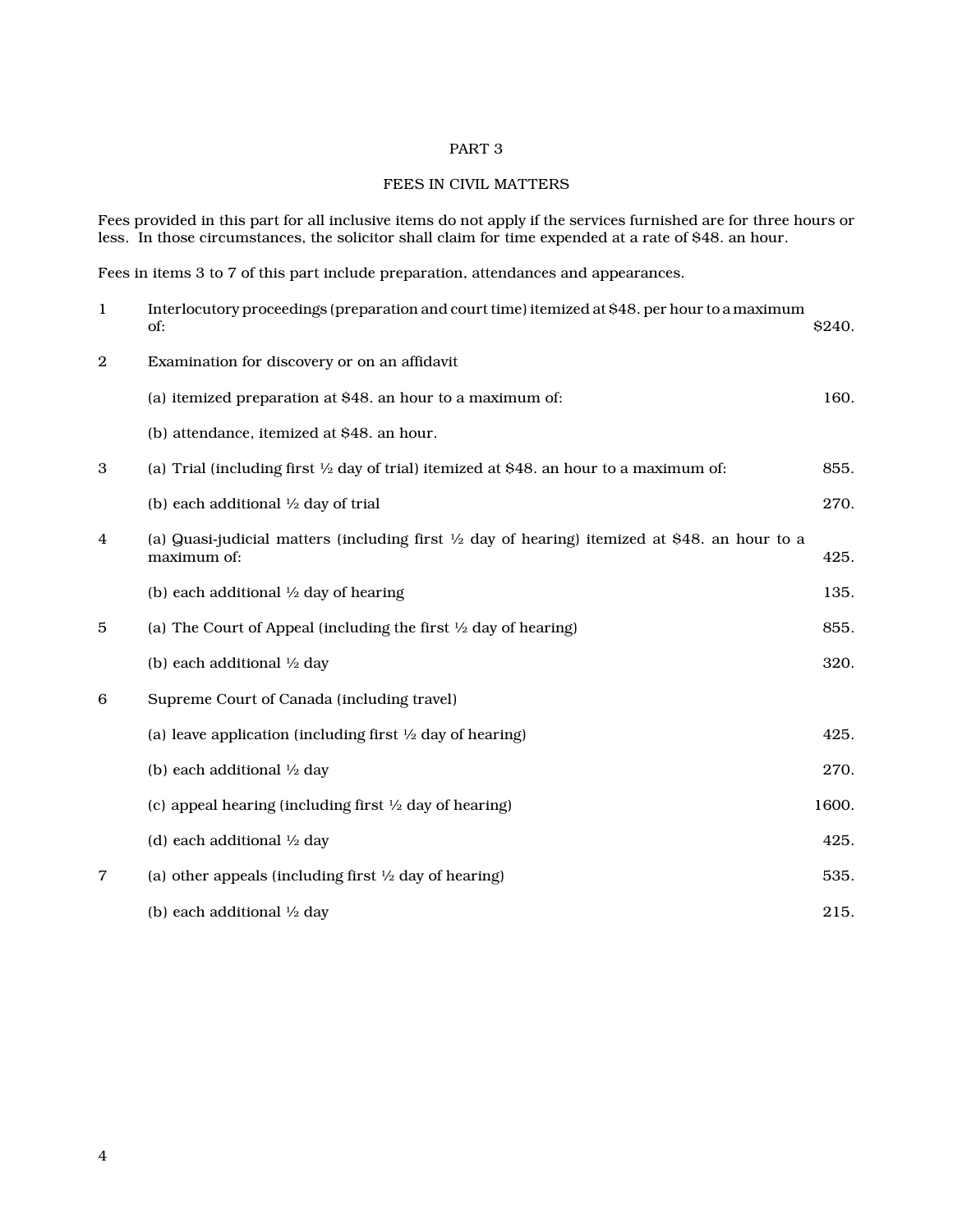## PART 3

## FEES IN CIVIL MATTERS

Fees provided in this part for all inclusive items do not apply if the services furnished are for three hours or less. In those circumstances, the solicitor shall claim for time expended at a rate of $48. an hour.

Fees in items 3 to 7 of this part include preparation, attendances and appearances.

| | | |
|---|---|---|
| 1 | Interlocutory proceedings (preparation and court time) itemized at $48. per hour to a maximum of: | $240. |
| 2 | Examination for discovery or on an affidavit | |
| | (a) itemized preparation at $48. an hour to a maximum of: | 160. |
| | (b) attendance, itemized at $48. an hour. | |
| 3 | (a) Trial (including first ½ day of trial) itemized at $48. an hour to a maximum of: | 855. |
| | (b) each additional ½ day of trial | 270. |
| 4 | (a) Quasi-judicial matters (including first ½ day of hearing) itemized at $48. an hour to a maximum of: | 425. |
| | (b) each additional ½ day of hearing | 135. |
| 5 | (a) The Court of Appeal (including the first ½ day of hearing) | 855. |
| | (b) each additional ½ day | 320. |
| 6 | Supreme Court of Canada (including travel) | |
| | (a) leave application (including first ½ day of hearing) | 425. |
| | (b) each additional ½ day | 270. |
| | (c) appeal hearing (including first ½ day of hearing) | 1600. |
| | (d) each additional ½ day | 425. |
| 7 | (a) other appeals (including first ½ day of hearing) | 535. |
| | (b) each additional ½ day | 215. |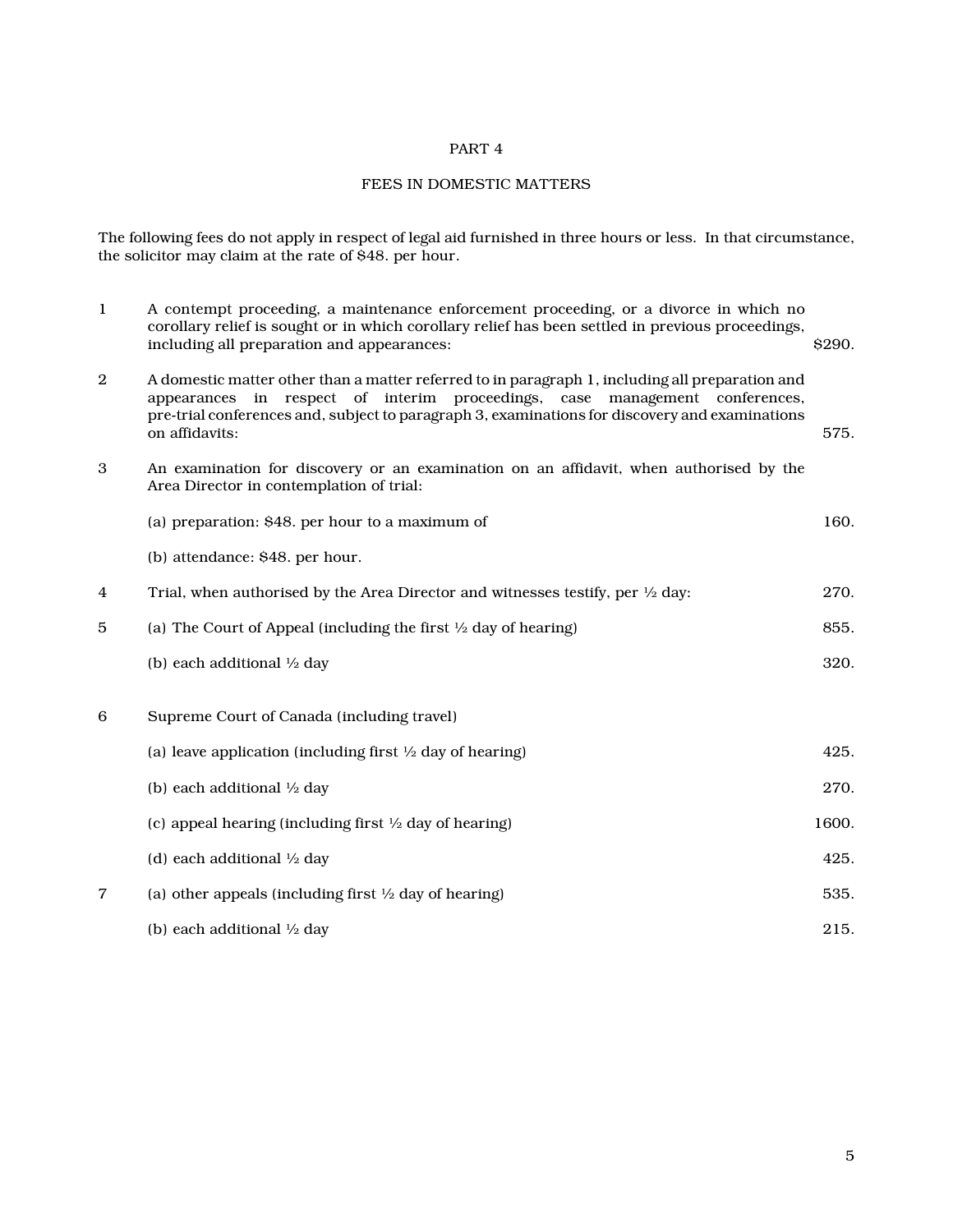## PART 4

## FEES IN DOMESTIC MATTERS

The following fees do not apply in respect of legal aid furnished in three hours or less. In that circumstance, the solicitor may claim at the rate of $48. per hour.

| | | |
|---|---|---|
| 1 | A contempt proceeding, a maintenance enforcement proceeding, or a divorce in which no corollary relief is sought or in which corollary relief has been settled in previous proceedings, including all preparation and appearances: | $290. |
| 2 | A domestic matter other than a matter referred to in paragraph 1, including all preparation and appearances in respect of interim proceedings, case management conferences, pre-trial conferences and, subject to paragraph 3, examinations for discovery and examinations on affidavits: | 575. |
| 3 | An examination for discovery or an examination on an affidavit, when authorised by the Area Director in contemplation of trial: | |
| | (a) preparation: $48. per hour to a maximum of | 160. |
| | (b) attendance: $48. per hour. | |
| 4 | Trial, when authorised by the Area Director and witnesses testify, per ½ day: | 270. |
| 5 | (a) The Court of Appeal (including the first ½ day of hearing) | 855. |
| | (b) each additional ½ day | 320. |
| 6 | Supreme Court of Canada (including travel) | |
| | (a) leave application (including first ½ day of hearing) | 425. |
| | (b) each additional ½ day | 270. |
| | (c) appeal hearing (including first ½ day of hearing) | 1600. |
| | (d) each additional ½ day | 425. |
| 7 | (a) other appeals (including first ½ day of hearing) | 535. |
| | (b) each additional ½ day | 215. |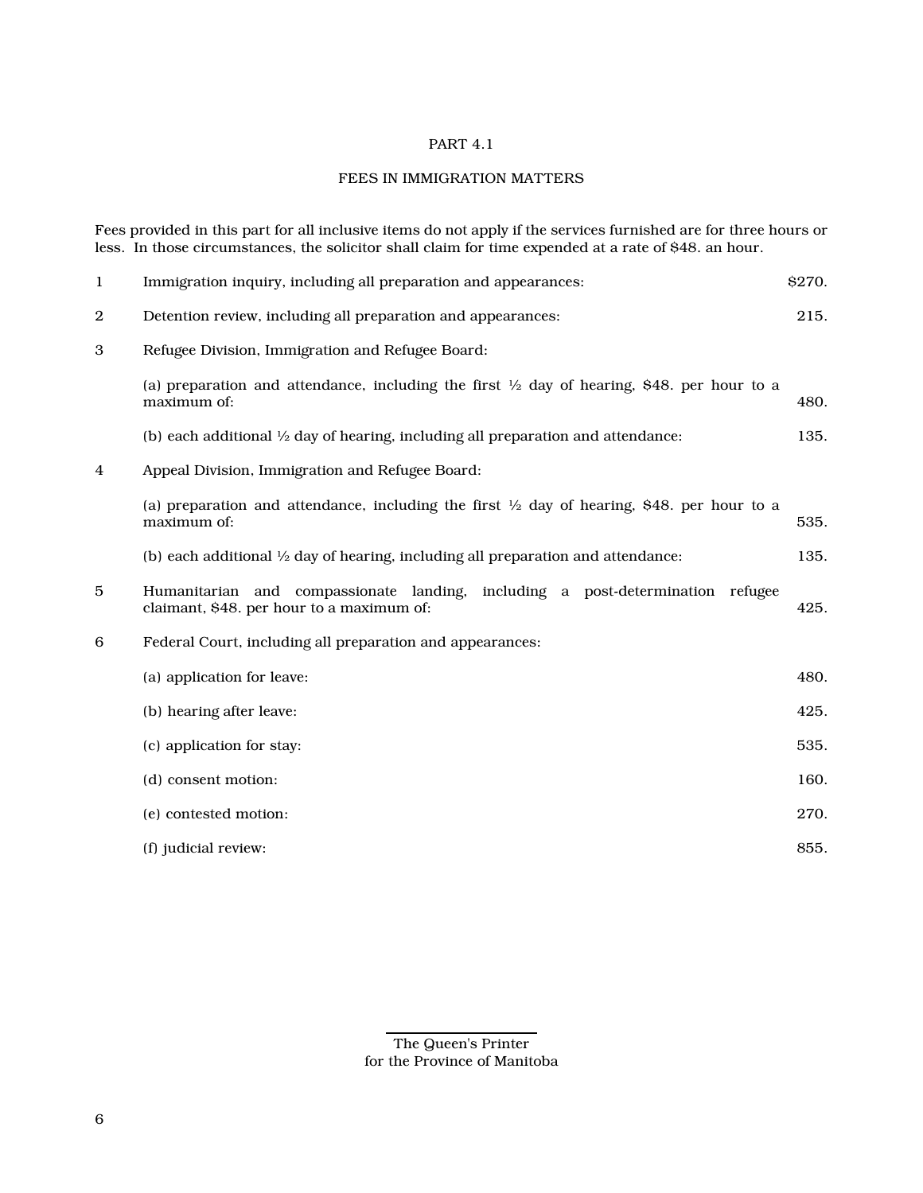## PART 4.1

## FEES IN IMMIGRATION MATTERS

Fees provided in this part for all inclusive items do not apply if the services furnished are for three hours or less. In those circumstances, the solicitor shall claim for time expended at a rate of $48. an hour.

| | | |
|---|---|---|
| 1 | Immigration inquiry, including all preparation and appearances: | $270. |
| 2 | Detention review, including all preparation and appearances: | 215. |
| 3 | Refugee Division, Immigration and Refugee Board: | |
| | (a) preparation and attendance, including the first ½ day of hearing, $48. per hour to a maximum of: | 480. |
| | (b) each additional ½ day of hearing, including all preparation and attendance: | 135. |
| 4 | Appeal Division, Immigration and Refugee Board: | |
| | (a) preparation and attendance, including the first ½ day of hearing, $48. per hour to a maximum of: | 535. |
| | (b) each additional ½ day of hearing, including all preparation and attendance: | 135. |
| 5 | Humanitarian and compassionate landing, including a post-determination refugee claimant, $48. per hour to a maximum of: | 425. |
| 6 | Federal Court, including all preparation and appearances: | |
| | (a) application for leave: | 480. |
| | (b) hearing after leave: | 425. |
| | (c) application for stay: | 535. |
| | (d) consent motion: | 160. |
| | (e) contested motion: | 270. |
| | (f) judicial review: | 855. |

The Queen's Printer
for the Province of Manitoba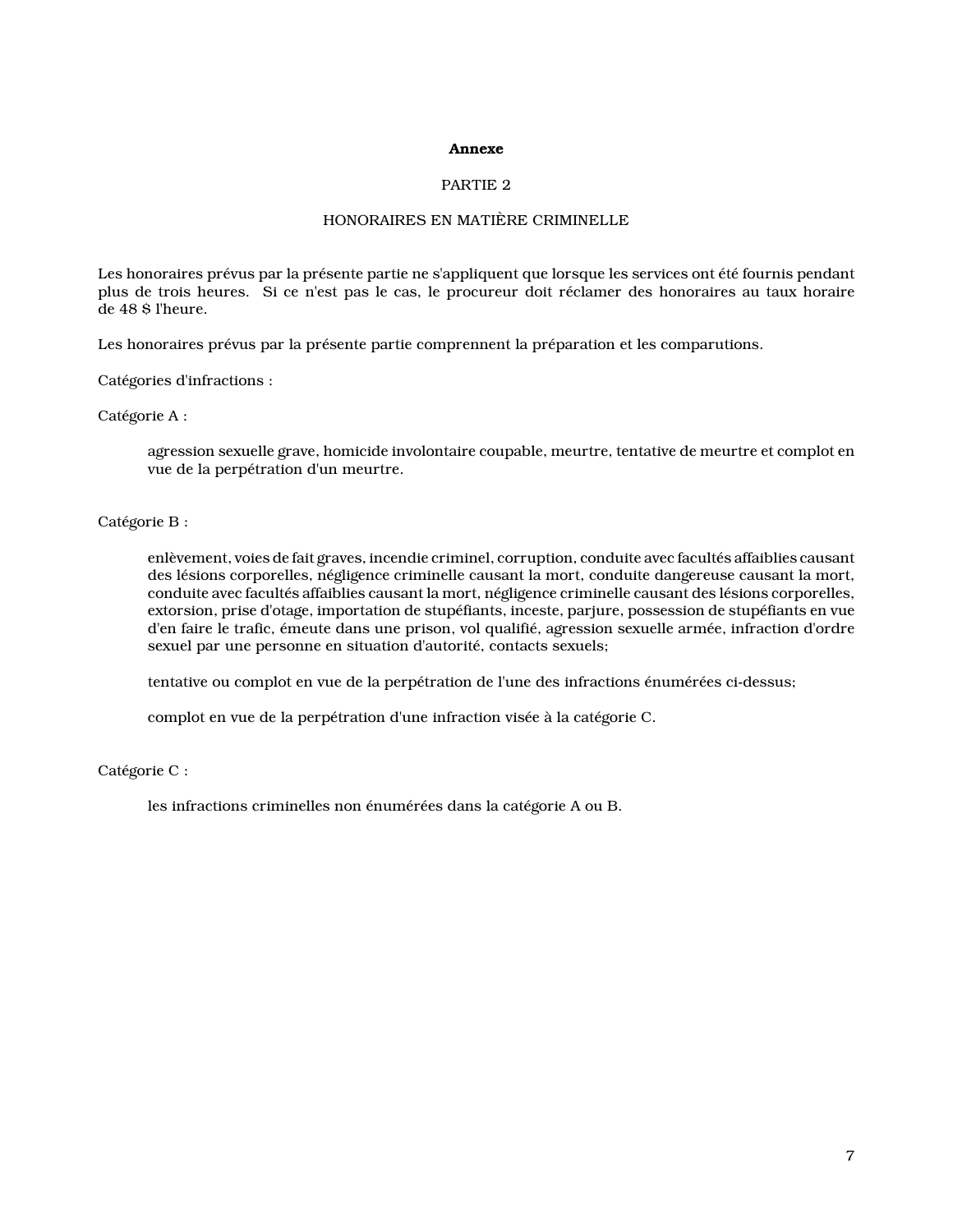**Annexe**

PARTIE 2

HONORAIRES EN MATIÈRE CRIMINELLE

Les honoraires prévus par la présente partie ne s'appliquent que lorsque les services ont été fournis pendant plus de trois heures. Si ce n'est pas le cas, le procureur doit réclamer des honoraires au taux horaire de 48 $ l'heure.

Les honoraires prévus par la présente partie comprennent la préparation et les comparutions.

Catégories d'infractions :

Catégorie A :

> agression sexuelle grave, homicide involontaire coupable, meurtre, tentative de meurtre et complot en vue de la perpétration d'un meurtre.

Catégorie B :

> enlèvement, voies de fait graves, incendie criminel, corruption, conduite avec facultés affaiblies causant des lésions corporelles, négligence criminelle causant la mort, conduite dangereuse causant la mort, conduite avec facultés affaiblies causant la mort, négligence criminelle causant des lésions corporelles, extorsion, prise d'otage, importation de stupéfiants, inceste, parjure, possession de stupéfiants en vue d'en faire le trafic, émeute dans une prison, vol qualifié, agression sexuelle armée, infraction d'ordre sexuel par une personne en situation d'autorité, contacts sexuels;
>
> tentative ou complot en vue de la perpétration de l'une des infractions énumérées ci-dessus;
>
> complot en vue de la perpétration d'une infraction visée à la catégorie C.

Catégorie C :

> les infractions criminelles non énumérées dans la catégorie A ou B.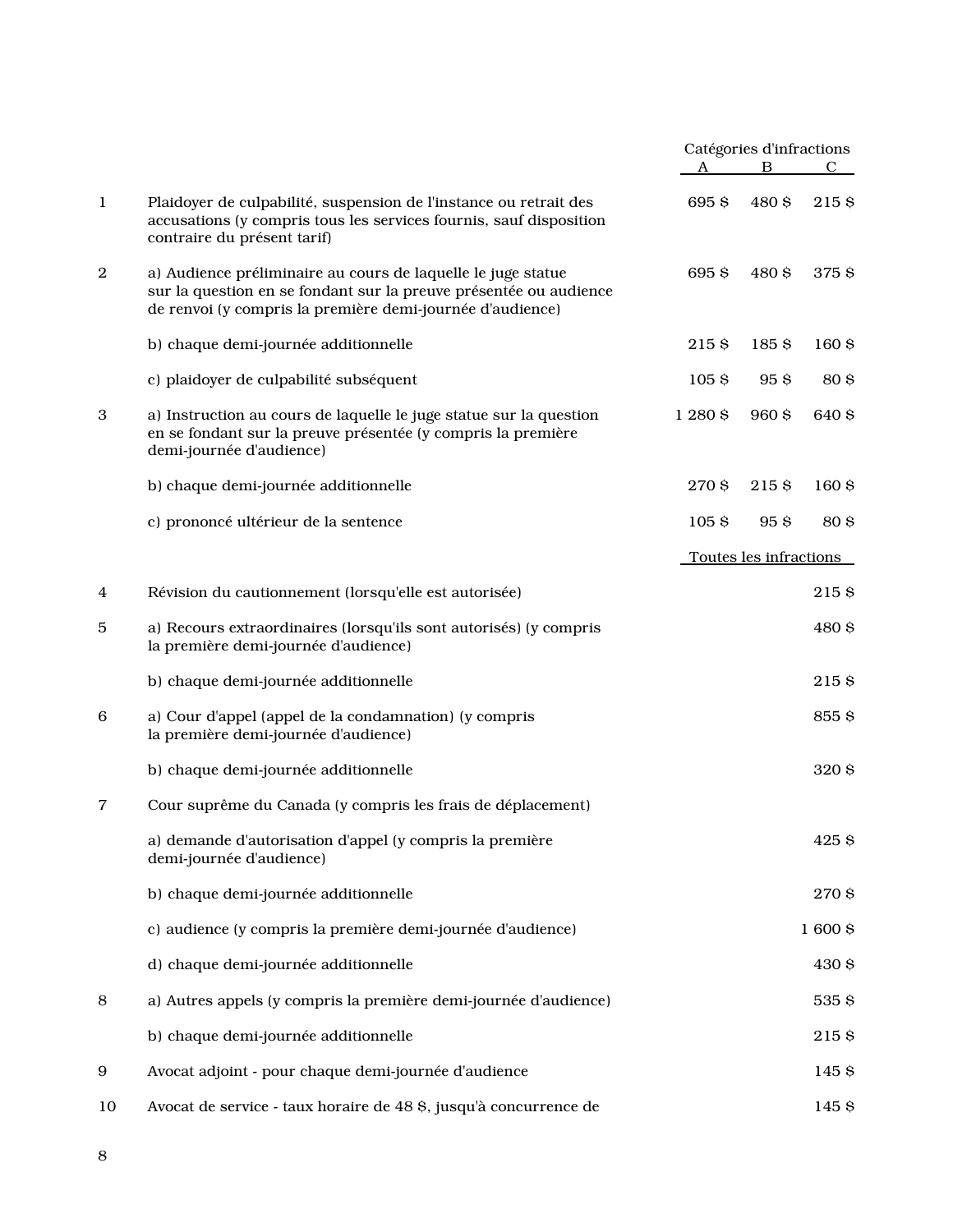| | | Catégories d'infractions | | |
|---|---|---|---|---|
| | | A | B | C |
| 1 | Plaidoyer de culpabilité, suspension de l'instance ou retrait des accusations (y compris tous les services fournis, sauf disposition contraire du présent tarif) | 695 $ | 480 $ | 215 $ |
| 2 | a) Audience préliminaire au cours de laquelle le juge statue sur la question en se fondant sur la preuve présentée ou audience de renvoi (y compris la première demi-journée d'audience) | 695 $ | 480 $ | 375 $ |
| | b) chaque demi-journée additionnelle | 215 $ | 185 $ | 160 $ |
| | c) plaidoyer de culpabilité subséquent | 105 $ | 95 $ | 80 $ |
| 3 | a) Instruction au cours de laquelle le juge statue sur la question en se fondant sur la preuve présentée (y compris la première demi-journée d'audience) | 1 280 $ | 960 $ | 640 $ |
| | b) chaque demi-journée additionnelle | 270 $ | 215 $ | 160 $ |
| | c) prononcé ultérieur de la sentence | 105 $ | 95 $ | 80 $ |

| | | Toutes les infractions |
|---|---|---|
| 4 | Révision du cautionnement (lorsqu'elle est autorisée) | 215 $ |
| 5 | a) Recours extraordinaires (lorsqu'ils sont autorisés) (y compris la première demi-journée d'audience) | 480 $ |
| | b) chaque demi-journée additionnelle | 215 $ |
| 6 | a) Cour d'appel (appel de la condamnation) (y compris la première demi-journée d'audience) | 855 $ |
| | b) chaque demi-journée additionnelle | 320 $ |
| 7 | Cour suprême du Canada (y compris les frais de déplacement) | |
| | a) demande d'autorisation d'appel (y compris la première demi-journée d'audience) | 425 $ |
| | b) chaque demi-journée additionnelle | 270 $ |
| | c) audience (y compris la première demi-journée d'audience) | 1 600 $ |
| | d) chaque demi-journée additionnelle | 430 $ |
| 8 | a) Autres appels (y compris la première demi-journée d'audience) | 535 $ |
| | b) chaque demi-journée additionnelle | 215 $ |
| 9 | Avocat adjoint - pour chaque demi-journée d'audience | 145 $ |
| 10 | Avocat de service - taux horaire de 48 $, jusqu'à concurrence de | 145 $ |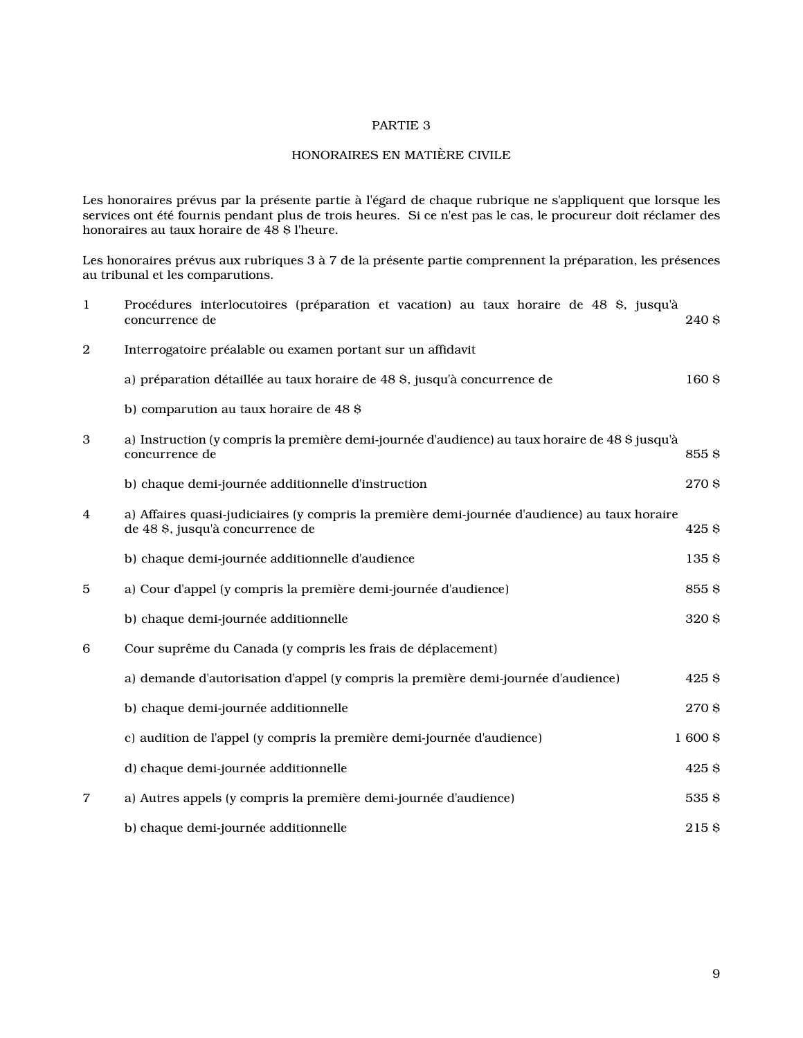## PARTIE 3

## HONORAIRES EN MATIÈRE CIVILE

Les honoraires prévus par la présente partie à l'égard de chaque rubrique ne s'appliquent que lorsque les services ont été fournis pendant plus de trois heures. Si ce n'est pas le cas, le procureur doit réclamer des honoraires au taux horaire de 48 $ l'heure.

Les honoraires prévus aux rubriques 3 à 7 de la présente partie comprennent la préparation, les présences au tribunal et les comparutions.

| | | |
|---|---|---|
| 1 | Procédures interlocutoires (préparation et vacation) au taux horaire de 48 $, jusqu'à concurrence de | 240 $ |
| 2 | Interrogatoire préalable ou examen portant sur un affidavit | |
| | a) préparation détaillée au taux horaire de 48 $, jusqu'à concurrence de | 160 $ |
| | b) comparution au taux horaire de 48 $ | |
| 3 | a) Instruction (y compris la première demi-journée d'audience) au taux horaire de 48 $ jusqu'à concurrence de | 855 $ |
| | b) chaque demi-journée additionnelle d'instruction | 270 $ |
| 4 | a) Affaires quasi-judiciaires (y compris la première demi-journée d'audience) au taux horaire de 48 $, jusqu'à concurrence de | 425 $ |
| | b) chaque demi-journée additionnelle d'audience | 135 $ |
| 5 | a) Cour d'appel (y compris la première demi-journée d'audience) | 855 $ |
| | b) chaque demi-journée additionnelle | 320 $ |
| 6 | Cour suprême du Canada (y compris les frais de déplacement) | |
| | a) demande d'autorisation d'appel (y compris la première demi-journée d'audience) | 425 $ |
| | b) chaque demi-journée additionnelle | 270 $ |
| | c) audition de l'appel (y compris la première demi-journée d'audience) | 1 600 $ |
| | d) chaque demi-journée additionnelle | 425 $ |
| 7 | a) Autres appels (y compris la première demi-journée d'audience) | 535 $ |
| | b) chaque demi-journée additionnelle | 215 $ |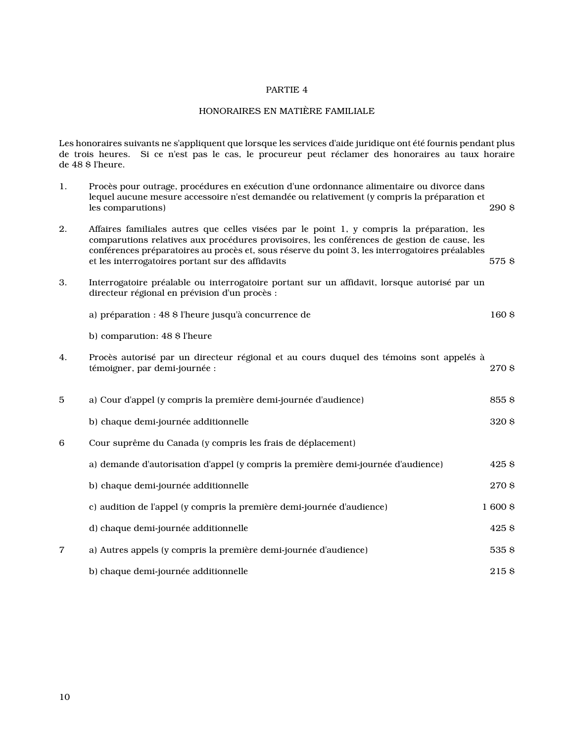## PARTIE 4

## HONORAIRES EN MATIÈRE FAMILIALE

Les honoraires suivants ne s'appliquent que lorsque les services d'aide juridique ont été fournis pendant plus de trois heures. Si ce n'est pas le cas, le procureur peut réclamer des honoraires au taux horaire de 48 $ l'heure.

| | | |
|---|---|---|
| 1. | Procès pour outrage, procédures en exécution d'une ordonnance alimentaire ou divorce dans lequel aucune mesure accessoire n'est demandée ou relativement (y compris la préparation et les comparutions) | 290 $ |
| 2. | Affaires familiales autres que celles visées par le point 1, y compris la préparation, les comparutions relatives aux procédures provisoires, les conférences de gestion de cause, les conférences préparatoires au procès et, sous réserve du point 3, les interrogatoires préalables et les interrogatoires portant sur des affidavits | 575 $ |
| 3. | Interrogatoire préalable ou interrogatoire portant sur un affidavit, lorsque autorisé par un directeur régional en prévision d'un procès : | |
| | a) préparation : 48 $ l'heure jusqu'à concurrence de | 160 $ |
| | b) comparution: 48 $ l'heure | |
| 4. | Procès autorisé par un directeur régional et au cours duquel des témoins sont appelés à témoigner, par demi-journée : | 270 $ |
| 5 | a) Cour d'appel (y compris la première demi-journée d'audience) | 855 $ |
| | b) chaque demi-journée additionnelle | 320 $ |
| 6 | Cour suprême du Canada (y compris les frais de déplacement) | |
| | a) demande d'autorisation d'appel (y compris la première demi-journée d'audience) | 425 $ |
| | b) chaque demi-journée additionnelle | 270 $ |
| | c) audition de l'appel (y compris la première demi-journée d'audience) | 1 600 $ |
| | d) chaque demi-journée additionnelle | 425 $ |
| 7 | a) Autres appels (y compris la première demi-journée d'audience) | 535 $ |
| | b) chaque demi-journée additionnelle | 215 $ |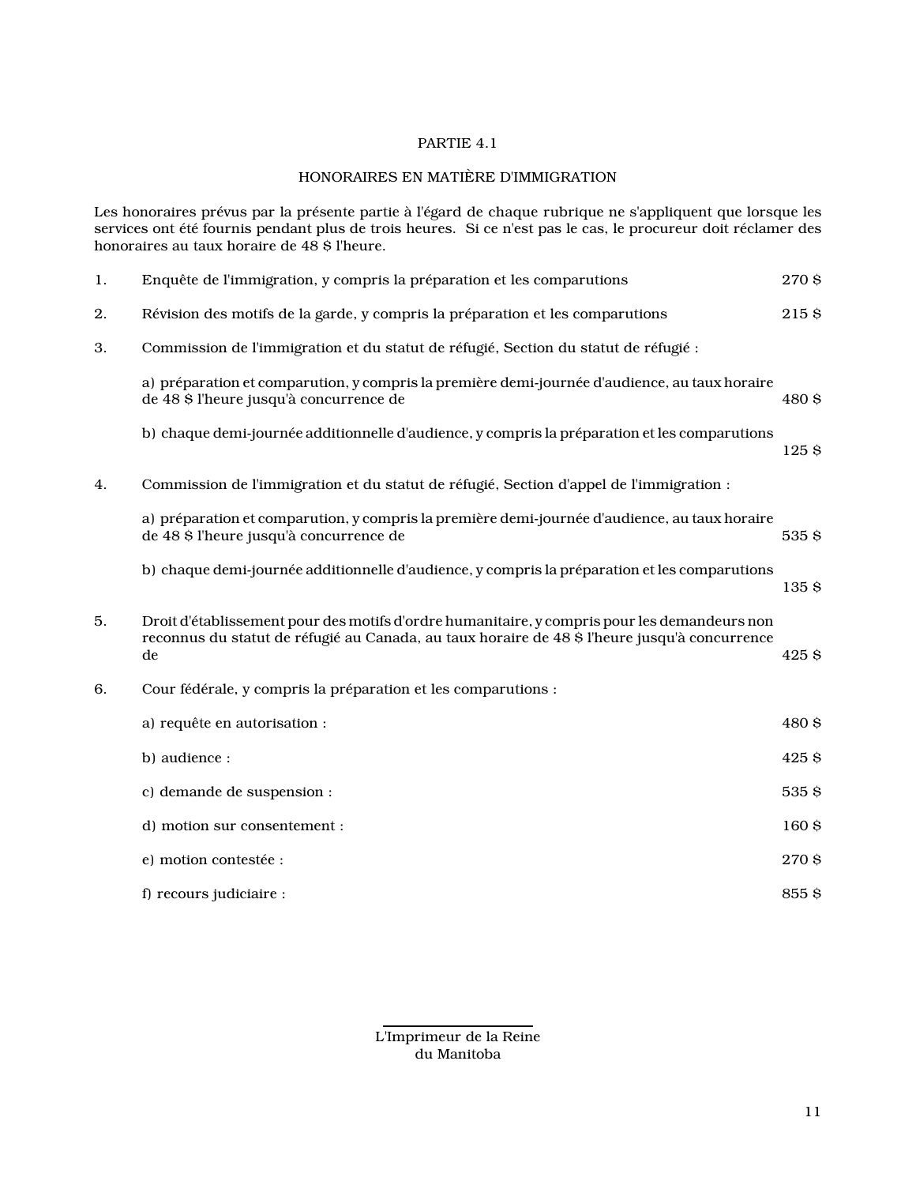## PARTIE 4.1

## HONORAIRES EN MATIÈRE D'IMMIGRATION

Les honoraires prévus par la présente partie à l'égard de chaque rubrique ne s'appliquent que lorsque les services ont été fournis pendant plus de trois heures. Si ce n'est pas le cas, le procureur doit réclamer des honoraires au taux horaire de 48 $ l'heure.

| | | |
|---|---|---|
| 1. | Enquête de l'immigration, y compris la préparation et les comparutions | 270 $ |
| 2. | Révision des motifs de la garde, y compris la préparation et les comparutions | 215 $ |
| 3. | Commission de l'immigration et du statut de réfugié, Section du statut de réfugié : | |
| | a) préparation et comparution, y compris la première demi-journée d'audience, au taux horaire de 48 $ l'heure jusqu'à concurrence de | 480 $ |
| | b) chaque demi-journée additionnelle d'audience, y compris la préparation et les comparutions | 125 $ |
| 4. | Commission de l'immigration et du statut de réfugié, Section d'appel de l'immigration : | |
| | a) préparation et comparution, y compris la première demi-journée d'audience, au taux horaire de 48 $ l'heure jusqu'à concurrence de | 535 $ |
| | b) chaque demi-journée additionnelle d'audience, y compris la préparation et les comparutions | 135 $ |
| 5. | Droit d'établissement pour des motifs d'ordre humanitaire, y compris pour les demandeurs non reconnus du statut de réfugié au Canada, au taux horaire de 48 $ l'heure jusqu'à concurrence de | 425 $ |
| 6. | Cour fédérale, y compris la préparation et les comparutions : | |
| | a) requête en autorisation : | 480 $ |
| | b) audience : | 425 $ |
| | c) demande de suspension : | 535 $ |
| | d) motion sur consentement : | 160 $ |
| | e) motion contestée : | 270 $ |
| | f) recours judiciaire : | 855 $ |

L'Imprimeur de la Reine
du Manitoba